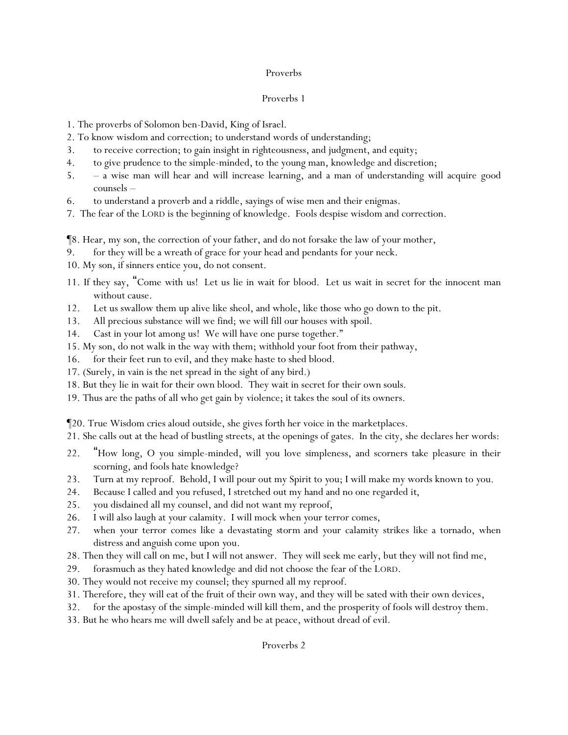# Proverbs

## Proverbs 1

1. The proverbs of Solomon ben-David, King of Israel.
2. To know wisdom and correction; to understand words of understanding;
3. to receive correction; to gain insight in righteousness, and judgment, and equity;
4. to give prudence to the simple-minded, to the young man, knowledge and discretion;
5. – a wise man will hear and will increase learning, and a man of understanding will acquire good counsels –
6. to understand a proverb and a riddle, sayings of wise men and their enigmas.
7. The fear of the LORD is the beginning of knowledge. Fools despise wisdom and correction.

¶8. Hear, my son, the correction of your father, and do not forsake the law of your mother,
9. for they will be a wreath of grace for your head and pendants for your neck.
10. My son, if sinners entice you, do not consent.
11. If they say, "Come with us! Let us lie in wait for blood. Let us wait in secret for the innocent man without cause.
12. Let us swallow them up alive like sheol, and whole, like those who go down to the pit.
13. All precious substance will we find; we will fill our houses with spoil.
14. Cast in your lot among us! We will have one purse together."
15. My son, do not walk in the way with them; withhold your foot from their pathway,
16. for their feet run to evil, and they make haste to shed blood.
17. (Surely, in vain is the net spread in the sight of any bird.)
18. But they lie in wait for their own blood. They wait in secret for their own souls.
19. Thus are the paths of all who get gain by violence; it takes the soul of its owners.

¶20. True Wisdom cries aloud outside, she gives forth her voice in the marketplaces.
21. She calls out at the head of bustling streets, at the openings of gates. In the city, she declares her words:
22. "How long, O you simple-minded, will you love simpleness, and scorners take pleasure in their scorning, and fools hate knowledge?
23. Turn at my reproof. Behold, I will pour out my Spirit to you; I will make my words known to you.
24. Because I called and you refused, I stretched out my hand and no one regarded it,
25. you disdained all my counsel, and did not want my reproof,
26. I will also laugh at your calamity. I will mock when your terror comes,
27. when your terror comes like a devastating storm and your calamity strikes like a tornado, when distress and anguish come upon you.
28. Then they will call on me, but I will not answer. They will seek me early, but they will not find me,
29. forasmuch as they hated knowledge and did not choose the fear of the LORD.
30. They would not receive my counsel; they spurned all my reproof.
31. Therefore, they will eat of the fruit of their own way, and they will be sated with their own devices,
32. for the apostasy of the simple-minded will kill them, and the prosperity of fools will destroy them.
33. But he who hears me will dwell safely and be at peace, without dread of evil.

## Proverbs 2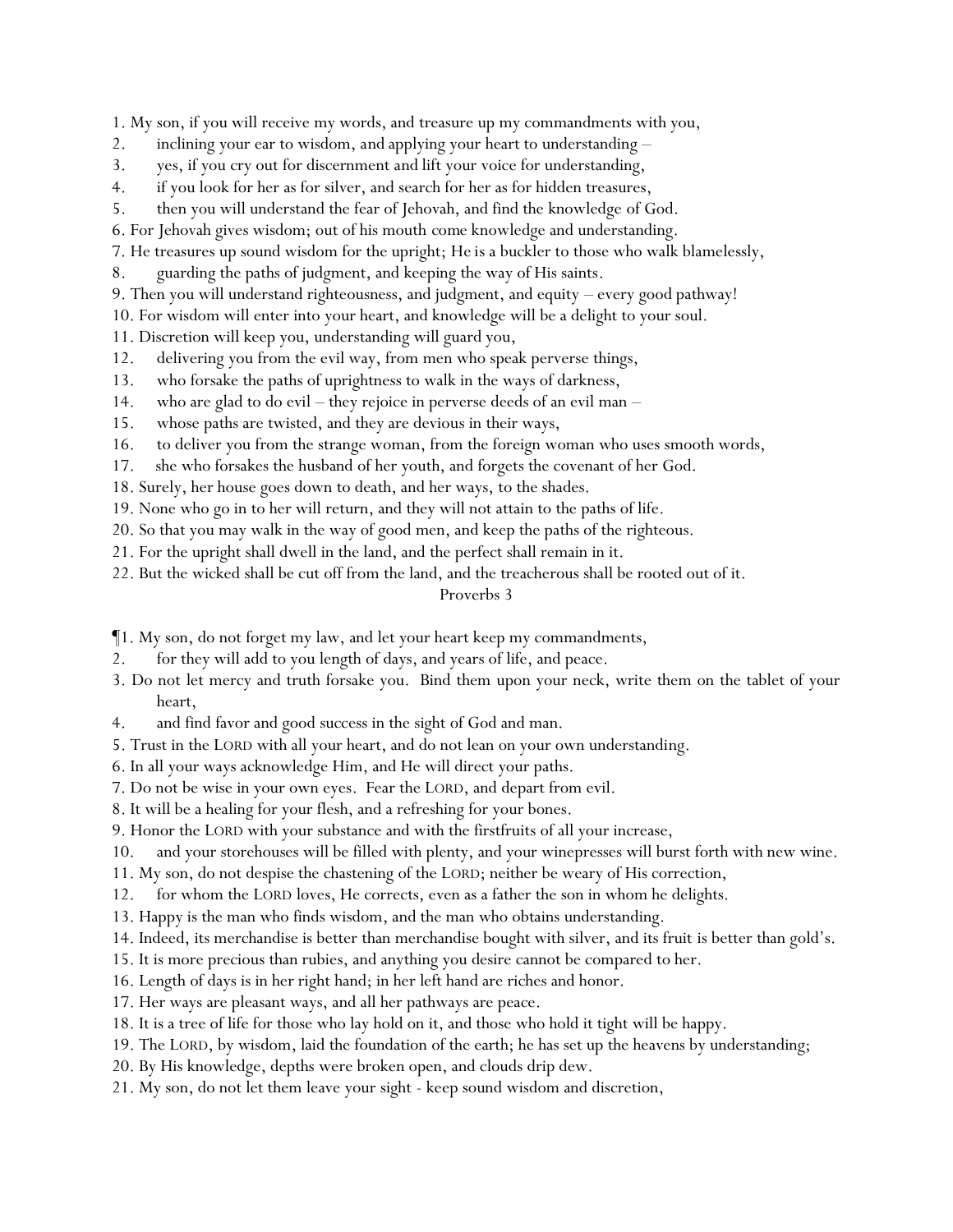1. My son, if you will receive my words, and treasure up my commandments with you,
2. inclining your ear to wisdom, and applying your heart to understanding –
3. yes, if you cry out for discernment and lift your voice for understanding,
4. if you look for her as for silver, and search for her as for hidden treasures,
5. then you will understand the fear of Jehovah, and find the knowledge of God.
6. For Jehovah gives wisdom; out of his mouth come knowledge and understanding.
7. He treasures up sound wisdom for the upright; He is a buckler to those who walk blamelessly,
8. guarding the paths of judgment, and keeping the way of His saints.
9. Then you will understand righteousness, and judgment, and equity – every good pathway!
10. For wisdom will enter into your heart, and knowledge will be a delight to your soul.
11. Discretion will keep you, understanding will guard you,
12. delivering you from the evil way, from men who speak perverse things,
13. who forsake the paths of uprightness to walk in the ways of darkness,
14. who are glad to do evil – they rejoice in perverse deeds of an evil man –
15. whose paths are twisted, and they are devious in their ways,
16. to deliver you from the strange woman, from the foreign woman who uses smooth words,
17. she who forsakes the husband of her youth, and forgets the covenant of her God.
18. Surely, her house goes down to death, and her ways, to the shades.
19. None who go in to her will return, and they will not attain to the paths of life.
20. So that you may walk in the way of good men, and keep the paths of the righteous.
21. For the upright shall dwell in the land, and the perfect shall remain in it.
22. But the wicked shall be cut off from the land, and the treacherous shall be rooted out of it.

## Proverbs 3

¶1. My son, do not forget my law, and let your heart keep my commandments,
2. for they will add to you length of days, and years of life, and peace.
3. Do not let mercy and truth forsake you. Bind them upon your neck, write them on the tablet of your heart,
4. and find favor and good success in the sight of God and man.
5. Trust in the LORD with all your heart, and do not lean on your own understanding.
6. In all your ways acknowledge Him, and He will direct your paths.
7. Do not be wise in your own eyes. Fear the LORD, and depart from evil.
8. It will be a healing for your flesh, and a refreshing for your bones.
9. Honor the LORD with your substance and with the firstfruits of all your increase,
10. and your storehouses will be filled with plenty, and your winepresses will burst forth with new wine.
11. My son, do not despise the chastening of the LORD; neither be weary of His correction,
12. for whom the LORD loves, He corrects, even as a father the son in whom he delights.
13. Happy is the man who finds wisdom, and the man who obtains understanding.
14. Indeed, its merchandise is better than merchandise bought with silver, and its fruit is better than gold's.
15. It is more precious than rubies, and anything you desire cannot be compared to her.
16. Length of days is in her right hand; in her left hand are riches and honor.
17. Her ways are pleasant ways, and all her pathways are peace.
18. It is a tree of life for those who lay hold on it, and those who hold it tight will be happy.
19. The LORD, by wisdom, laid the foundation of the earth; he has set up the heavens by understanding;
20. By His knowledge, depths were broken open, and clouds drip dew.
21. My son, do not let them leave your sight - keep sound wisdom and discretion,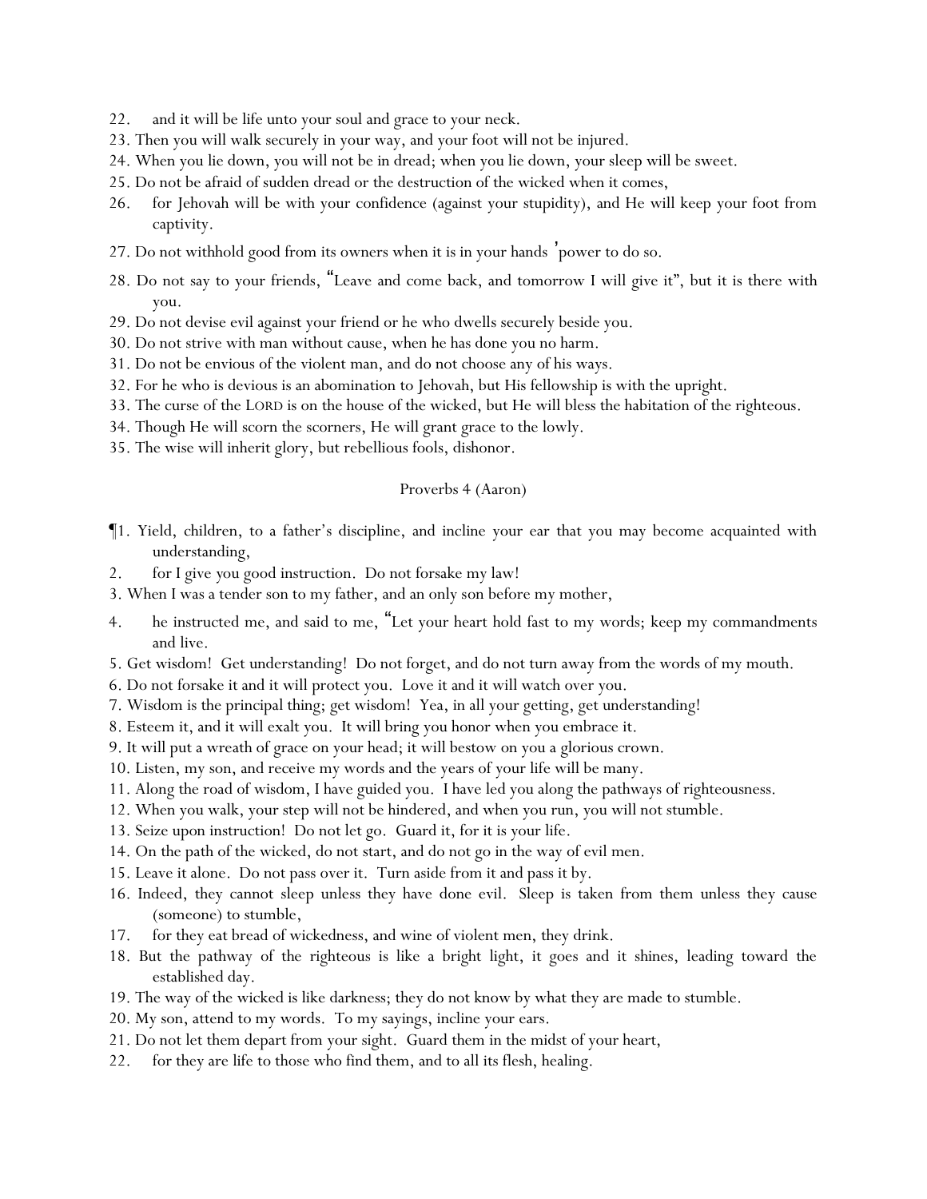22. and it will be life unto your soul and grace to your neck.
23. Then you will walk securely in your way, and your foot will not be injured.
24. When you lie down, you will not be in dread; when you lie down, your sleep will be sweet.
25. Do not be afraid of sudden dread or the destruction of the wicked when it comes,
26. for Jehovah will be with your confidence (against your stupidity), and He will keep your foot from captivity.
27. Do not withhold good from its owners when it is in your hands' power to do so.
28. Do not say to your friends, "Leave and come back, and tomorrow I will give it", but it is there with you.
29. Do not devise evil against your friend or he who dwells securely beside you.
30. Do not strive with man without cause, when he has done you no harm.
31. Do not be envious of the violent man, and do not choose any of his ways.
32. For he who is devious is an abomination to Jehovah, but His fellowship is with the upright.
33. The curse of the LORD is on the house of the wicked, but He will bless the habitation of the righteous.
34. Though He will scorn the scorners, He will grant grace to the lowly.
35. The wise will inherit glory, but rebellious fools, dishonor.

## Proverbs 4 (Aaron)

¶1. Yield, children, to a father's discipline, and incline your ear that you may become acquainted with understanding,
2. for I give you good instruction. Do not forsake my law!
3. When I was a tender son to my father, and an only son before my mother,
4. he instructed me, and said to me, "Let your heart hold fast to my words; keep my commandments and live.
5. Get wisdom! Get understanding! Do not forget, and do not turn away from the words of my mouth.
6. Do not forsake it and it will protect you. Love it and it will watch over you.
7. Wisdom is the principal thing; get wisdom! Yea, in all your getting, get understanding!
8. Esteem it, and it will exalt you. It will bring you honor when you embrace it.
9. It will put a wreath of grace on your head; it will bestow on you a glorious crown.
10. Listen, my son, and receive my words and the years of your life will be many.
11. Along the road of wisdom, I have guided you. I have led you along the pathways of righteousness.
12. When you walk, your step will not be hindered, and when you run, you will not stumble.
13. Seize upon instruction! Do not let go. Guard it, for it is your life.
14. On the path of the wicked, do not start, and do not go in the way of evil men.
15. Leave it alone. Do not pass over it. Turn aside from it and pass it by.
16. Indeed, they cannot sleep unless they have done evil. Sleep is taken from them unless they cause (someone) to stumble,
17. for they eat bread of wickedness, and wine of violent men, they drink.
18. But the pathway of the righteous is like a bright light, it goes and it shines, leading toward the established day.
19. The way of the wicked is like darkness; they do not know by what they are made to stumble.
20. My son, attend to my words. To my sayings, incline your ears.
21. Do not let them depart from your sight. Guard them in the midst of your heart,
22. for they are life to those who find them, and to all its flesh, healing.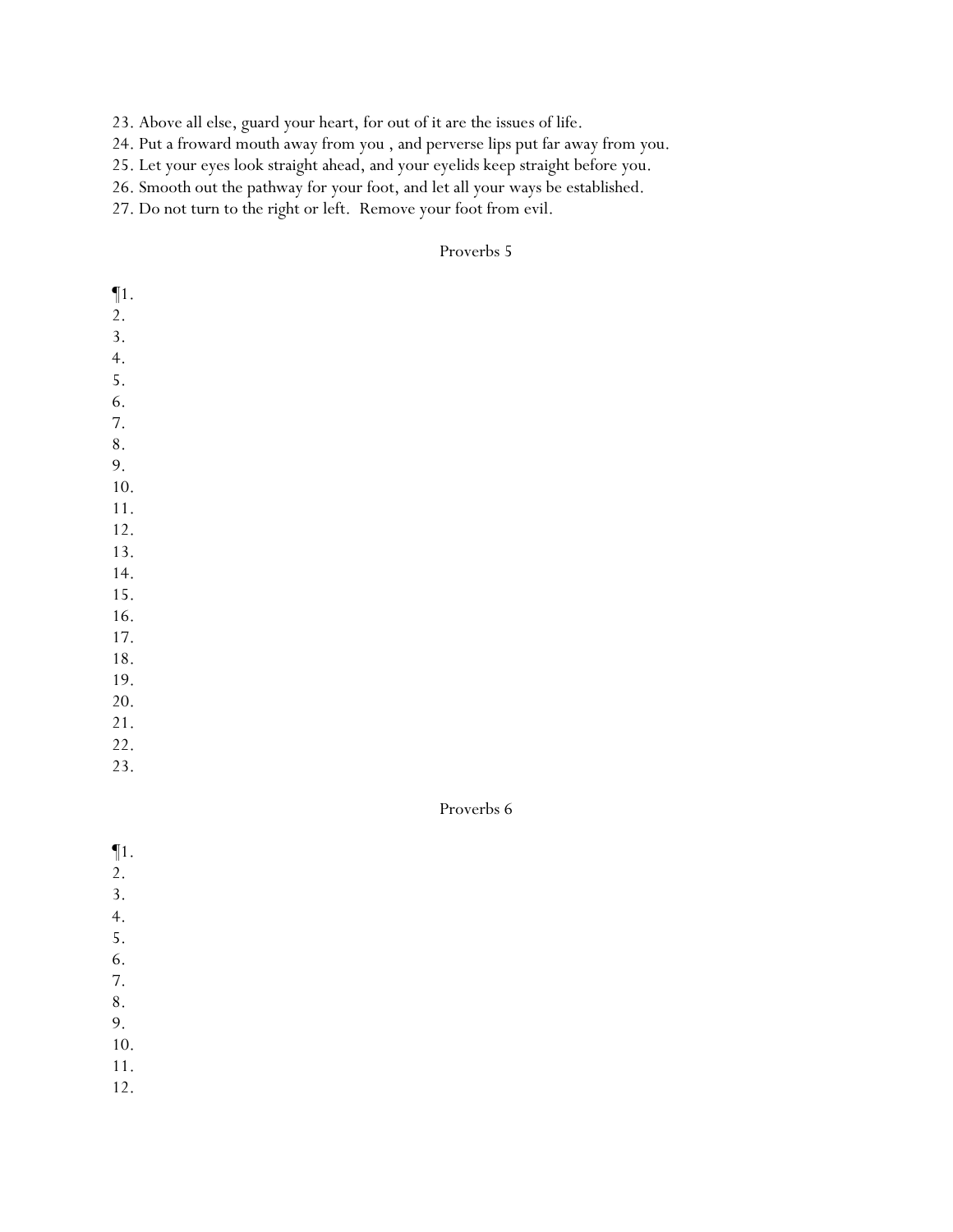23. Above all else, guard your heart, for out of it are the issues of life.
24. Put a froward mouth away from you , and perverse lips put far away from you.
25. Let your eyes look straight ahead, and your eyelids keep straight before you.
26. Smooth out the pathway for your foot, and let all your ways be established.
27. Do not turn to the right or left.  Remove your foot from evil.

## Proverbs 5

¶1.
2.
3.
4.
5.
6.
7.
8.
9.
10.
11.
12.
13.
14.
15.
16.
17.
18.
19.
20.
21.
22.
23.

## Proverbs 6

¶1.
2.
3.
4.
5.
6.
7.
8.
9.
10.
11.
12.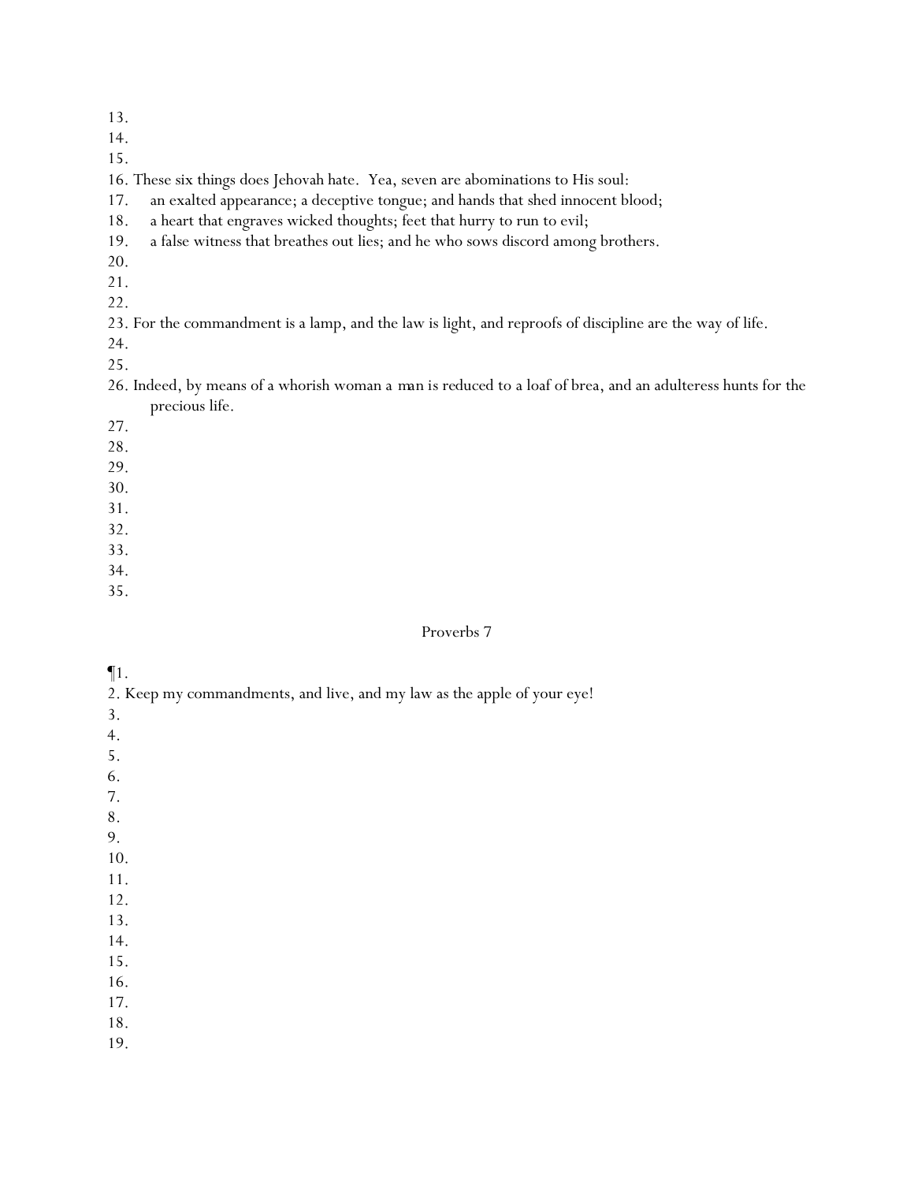13.
14.
15.
16. These six things does Jehovah hate.  Yea, seven are abominations to His soul:
17.     an exalted appearance; a deceptive tongue; and hands that shed innocent blood;
18.     a heart that engraves wicked thoughts; feet that hurry to run to evil;
19.     a false witness that breathes out lies; and he who sows discord among brothers.
20.
21.
22.
23. For the commandment is a lamp, and the law is light, and reproofs of discipline are the way of life.
24.
25.
26. Indeed, by means of a whorish woman a man is reduced to a loaf of brea, and an adulteress hunts for the precious life.
27.
28.
29.
30.
31.
32.
33.
34.
35.

Proverbs 7

¶1.
2. Keep my commandments, and live, and my law as the apple of your eye!
3.
4.
5.
6.
7.
8.
9.
10.
11.
12.
13.
14.
15.
16.
17.
18.
19.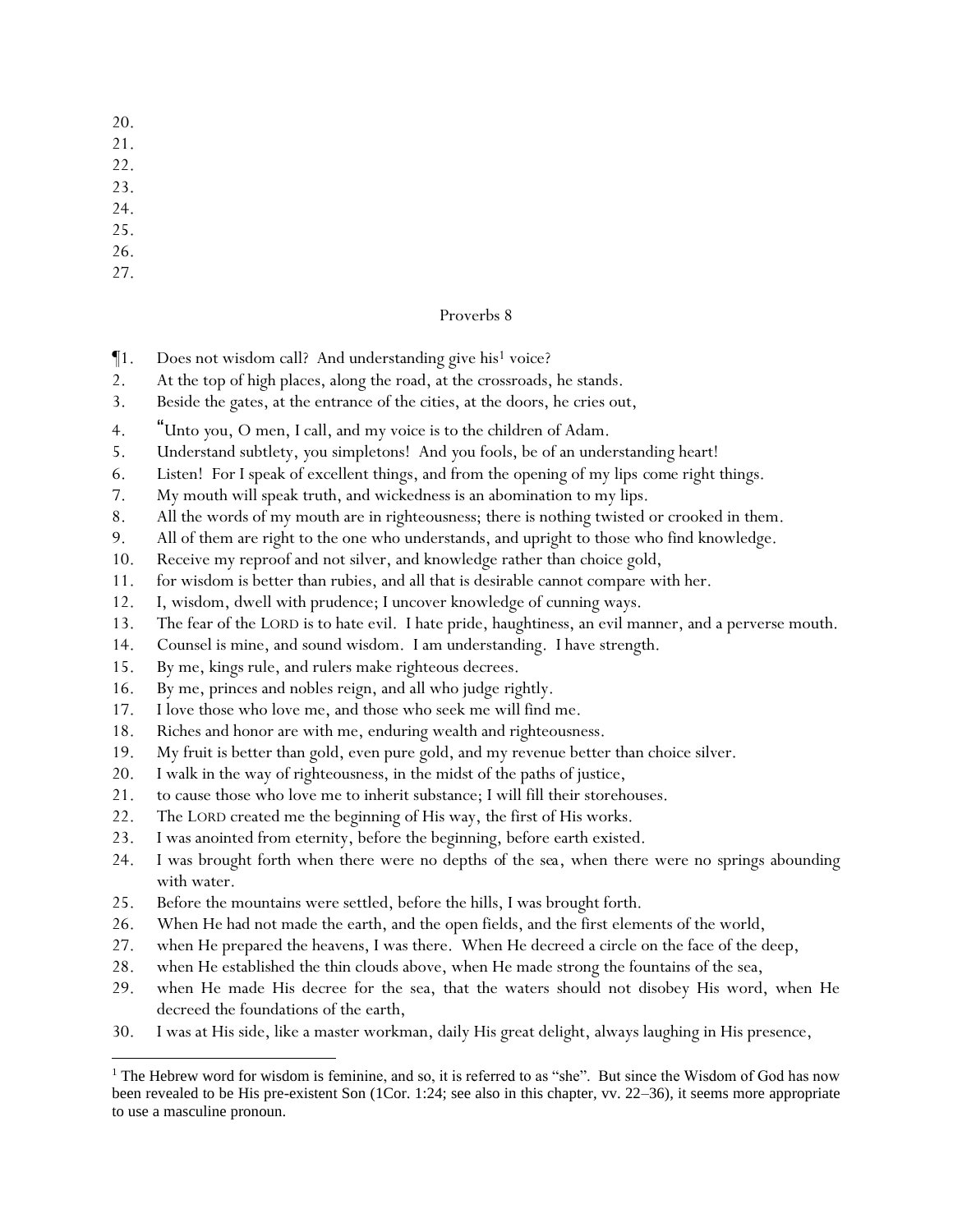20.
21.
22.
23.
24.
25.
26.
27.

## Proverbs 8

¶1. Does not wisdom call? And understanding give his[1] voice?
2. At the top of high places, along the road, at the crossroads, he stands.
3. Beside the gates, at the entrance of the cities, at the doors, he cries out,
4. "Unto you, O men, I call, and my voice is to the children of Adam.
5. Understand subtlety, you simpletons! And you fools, be of an understanding heart!
6. Listen! For I speak of excellent things, and from the opening of my lips come right things.
7. My mouth will speak truth, and wickedness is an abomination to my lips.
8. All the words of my mouth are in righteousness; there is nothing twisted or crooked in them.
9. All of them are right to the one who understands, and upright to those who find knowledge.
10. Receive my reproof and not silver, and knowledge rather than choice gold,
11. for wisdom is better than rubies, and all that is desirable cannot compare with her.
12. I, wisdom, dwell with prudence; I uncover knowledge of cunning ways.
13. The fear of the LORD is to hate evil. I hate pride, haughtiness, an evil manner, and a perverse mouth.
14. Counsel is mine, and sound wisdom. I am understanding. I have strength.
15. By me, kings rule, and rulers make righteous decrees.
16. By me, princes and nobles reign, and all who judge rightly.
17. I love those who love me, and those who seek me will find me.
18. Riches and honor are with me, enduring wealth and righteousness.
19. My fruit is better than gold, even pure gold, and my revenue better than choice silver.
20. I walk in the way of righteousness, in the midst of the paths of justice,
21. to cause those who love me to inherit substance; I will fill their storehouses.
22. The LORD created me the beginning of His way, the first of His works.
23. I was anointed from eternity, before the beginning, before earth existed.
24. I was brought forth when there were no depths of the sea, when there were no springs abounding with water.
25. Before the mountains were settled, before the hills, I was brought forth.
26. When He had not made the earth, and the open fields, and the first elements of the world,
27. when He prepared the heavens, I was there. When He decreed a circle on the face of the deep,
28. when He established the thin clouds above, when He made strong the fountains of the sea,
29. when He made His decree for the sea, that the waters should not disobey His word, when He decreed the foundations of the earth,
30. I was at His side, like a master workman, daily His great delight, always laughing in His presence,

---

[1] The Hebrew word for wisdom is feminine, and so, it is referred to as "she". But since the Wisdom of God has now been revealed to be His pre-existent Son (1Cor. 1:24; see also in this chapter, vv. 22–36), it seems more appropriate to use a masculine pronoun.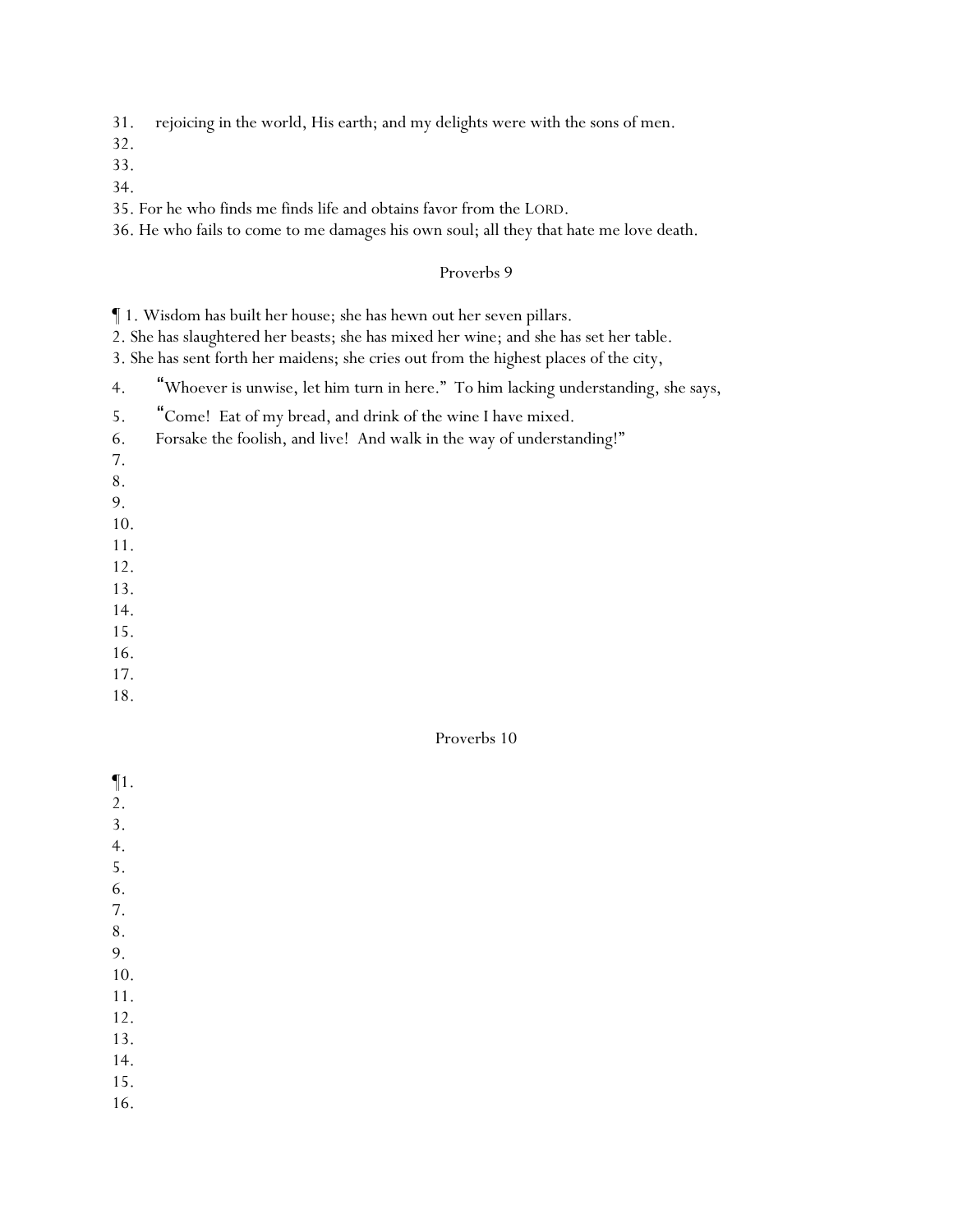31. rejoicing in the world, His earth; and my delights were with the sons of men.
32.
33.
34.
35. For he who finds me finds life and obtains favor from the LORD.
36. He who fails to come to me damages his own soul; all they that hate me love death.

## Proverbs 9

¶ 1. Wisdom has built her house; she has hewn out her seven pillars.
2. She has slaughtered her beasts; she has mixed her wine; and she has set her table.
3. She has sent forth her maidens; she cries out from the highest places of the city,
4. "Whoever is unwise, let him turn in here." To him lacking understanding, she says,
5. "Come! Eat of my bread, and drink of the wine I have mixed.
6. Forsake the foolish, and live! And walk in the way of understanding!"
7.
8.
9.
10.
11.
12.
13.
14.
15.
16.
17.
18.

## Proverbs 10

¶1.
2.
3.
4.
5.
6.
7.
8.
9.
10.
11.
12.
13.
14.
15.
16.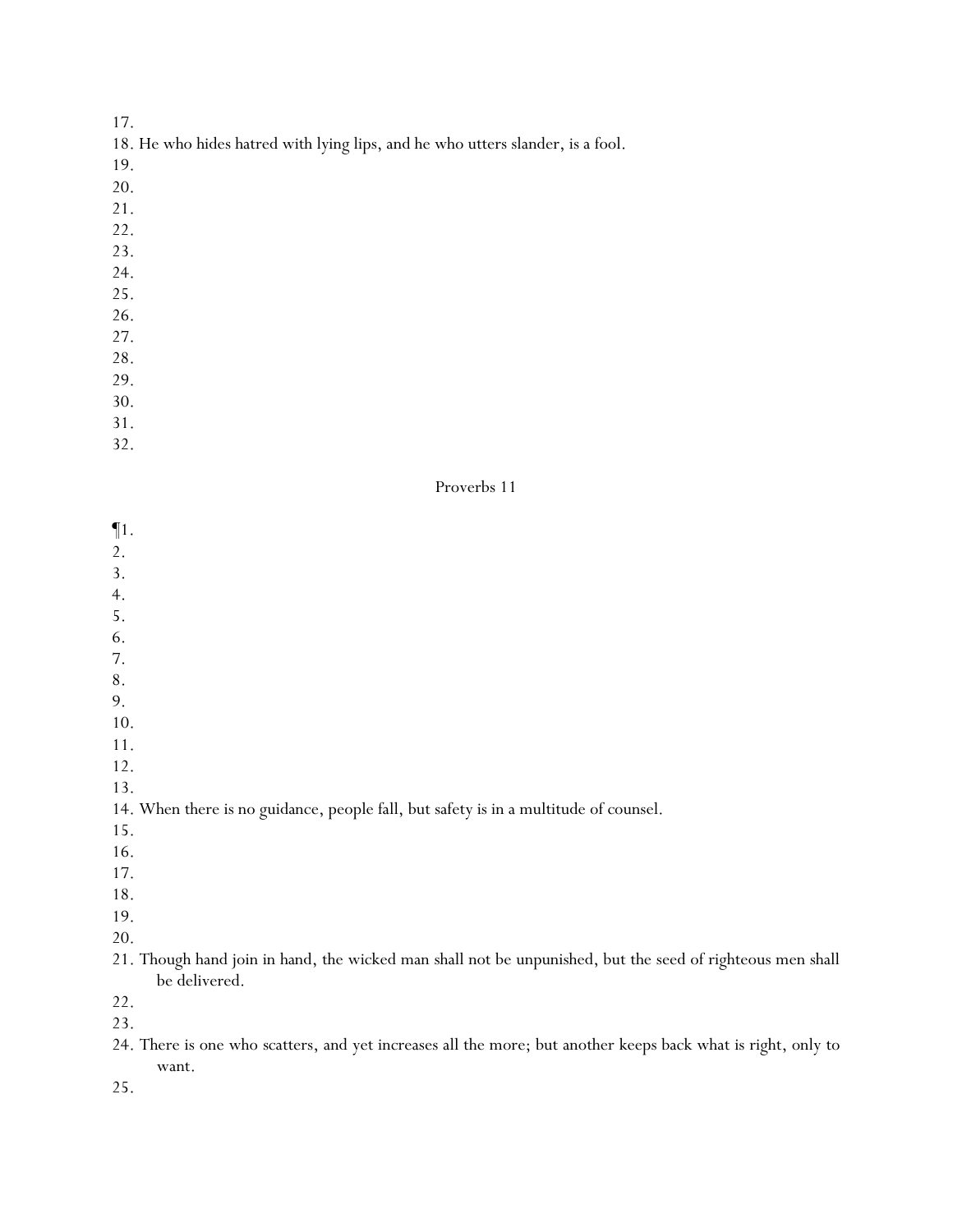17.
18. He who hides hatred with lying lips, and he who utters slander, is a fool.
19.
20.
21.
22.
23.
24.
25.
26.
27.
28.
29.
30.
31.
32.

Proverbs 11

¶1.
2.
3.
4.
5.
6.
7.
8.
9.
10.
11.
12.
13.
14. When there is no guidance, people fall, but safety is in a multitude of counsel.
15.
16.
17.
18.
19.
20.
21. Though hand join in hand, the wicked man shall not be unpunished, but the seed of righteous men shall be delivered.
22.
23.
24. There is one who scatters, and yet increases all the more; but another keeps back what is right, only to want.
25.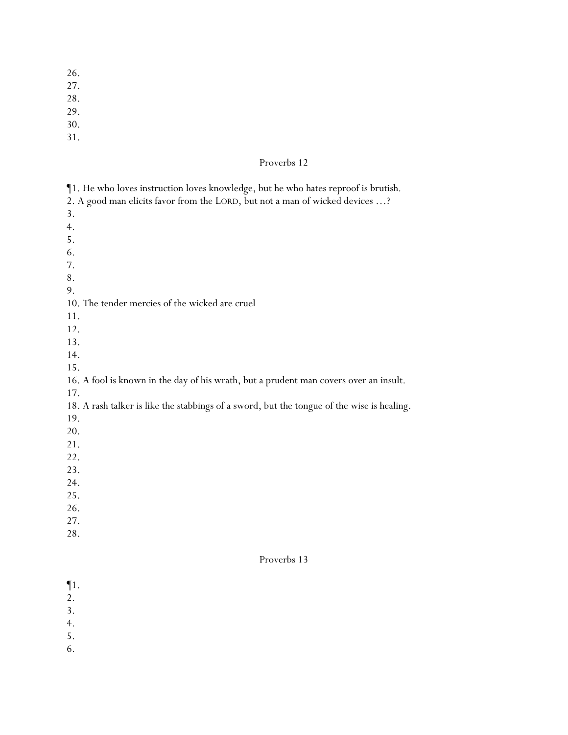26.
27.
28.
29.
30.
31.

## Proverbs 12

¶1. He who loves instruction loves knowledge, but he who hates reproof is brutish.
2. A good man elicits favor from the LORD, but not a man of wicked devices …?
3.
4.
5.
6.
7.
8.
9.
10. The tender mercies of the wicked are cruel
11.
12.
13.
14.
15.
16. A fool is known in the day of his wrath, but a prudent man covers over an insult.
17.
18. A rash talker is like the stabbings of a sword, but the tongue of the wise is healing.
19.
20.
21.
22.
23.
24.
25.
26.
27.
28.

## Proverbs 13

¶1.
2.
3.
4.
5.
6.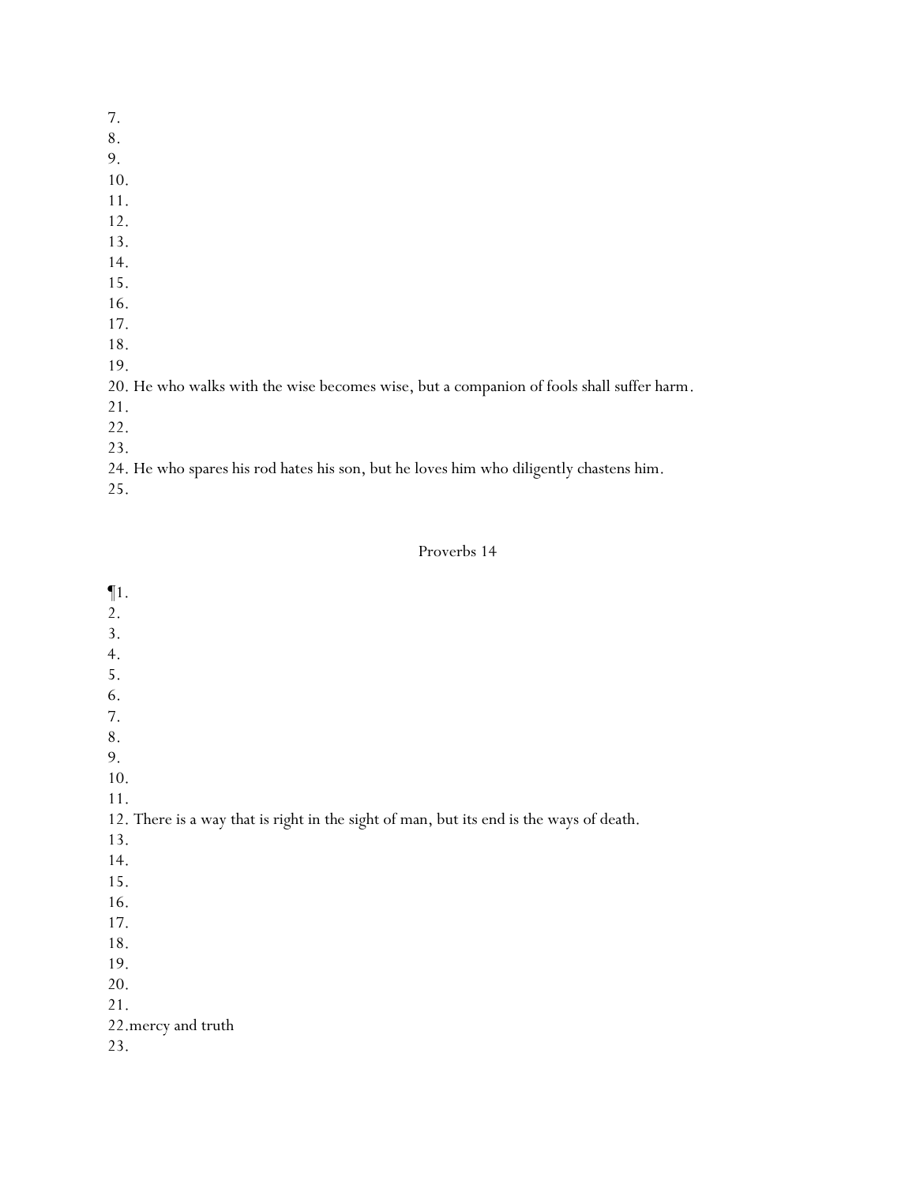7.
8.
9.
10.
11.
12.
13.
14.
15.
16.
17.
18.
19.
20. He who walks with the wise becomes wise, but a companion of fools shall suffer harm.
21.
22.
23.
24. He who spares his rod hates his son, but he loves him who diligently chastens him.
25.

## Proverbs 14

¶1.
2.
3.
4.
5.
6.
7.
8.
9.
10.
11.
12. There is a way that is right in the sight of man, but its end is the ways of death.
13.
14.
15.
16.
17.
18.
19.
20.
21.
22.mercy and truth
23.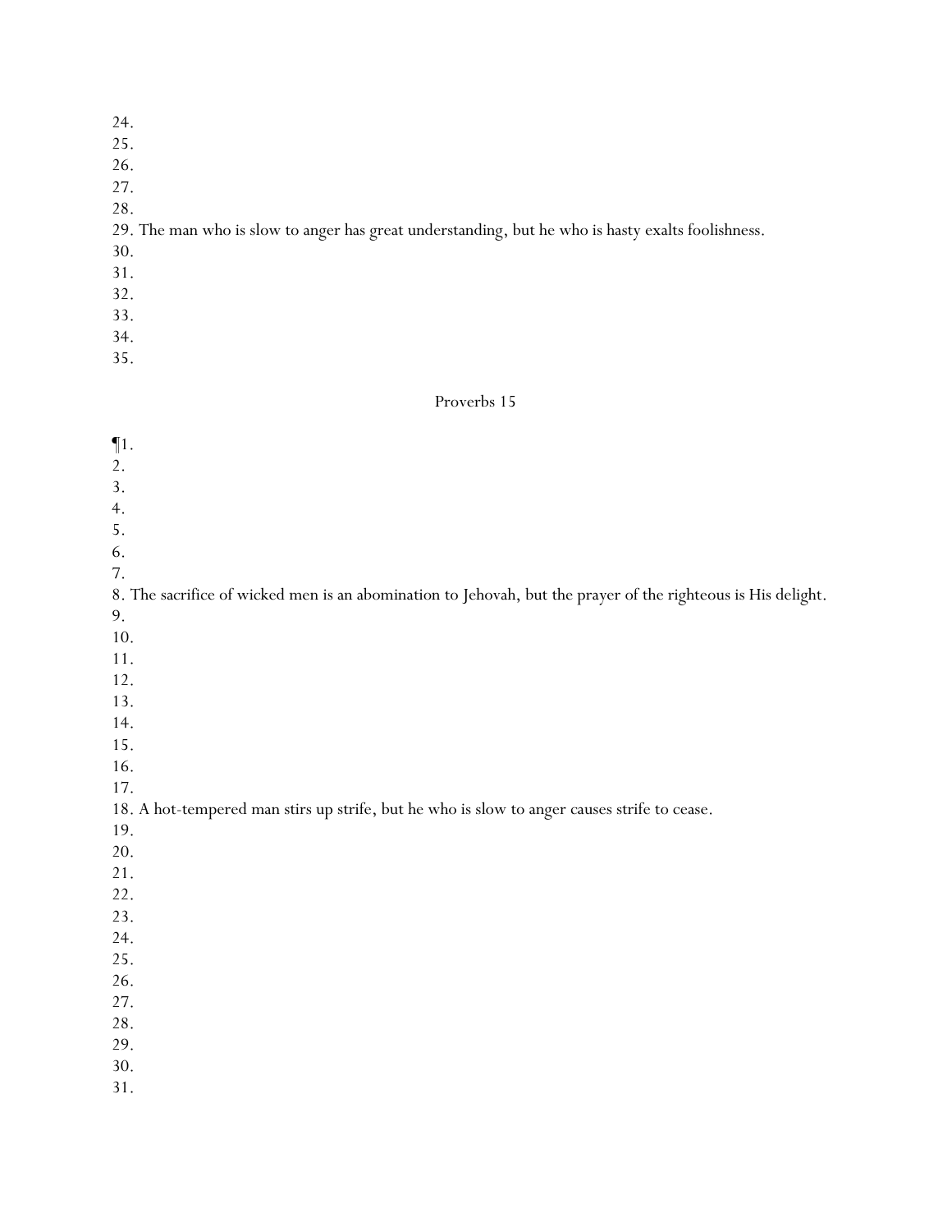24.
25.
26.
27.
28.
29. The man who is slow to anger has great understanding, but he who is hasty exalts foolishness.
30.
31.
32.
33.
34.
35.

## Proverbs 15

¶1.
2.
3.
4.
5.
6.
7.
8. The sacrifice of wicked men is an abomination to Jehovah, but the prayer of the righteous is His delight.
9.
10.
11.
12.
13.
14.
15.
16.
17.
18. A hot-tempered man stirs up strife, but he who is slow to anger causes strife to cease.
19.
20.
21.
22.
23.
24.
25.
26.
27.
28.
29.
30.
31.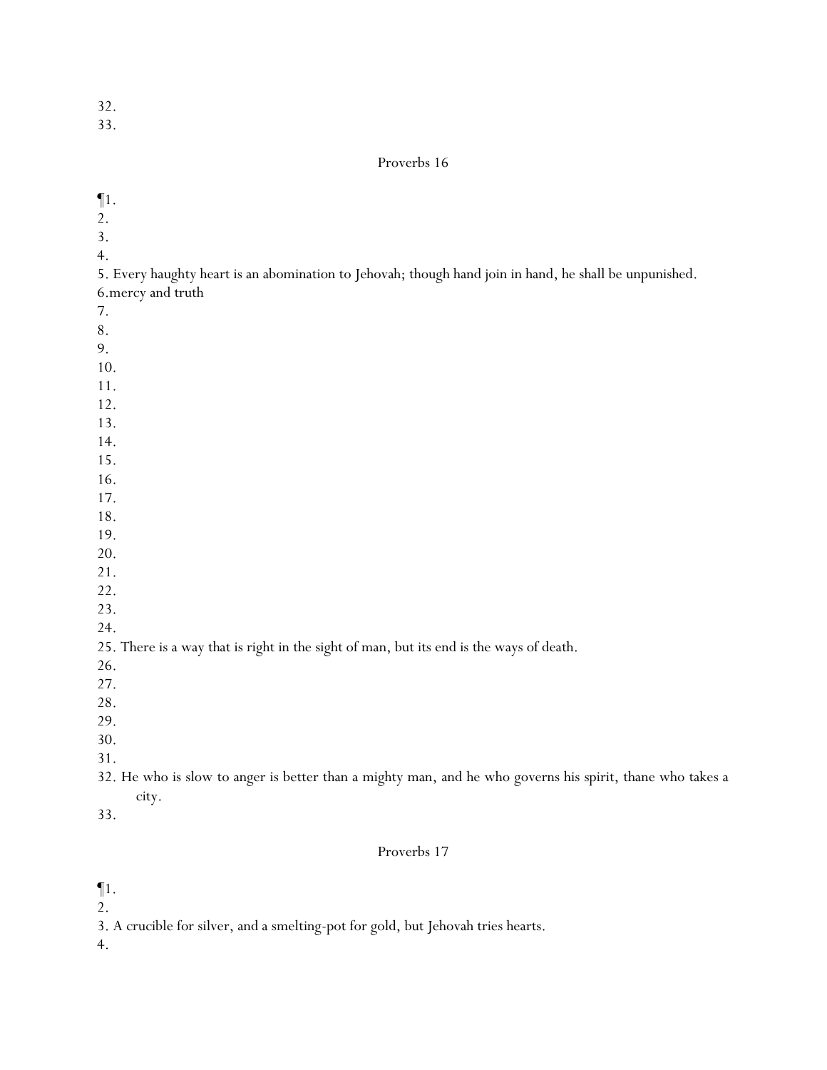32.
33.

Proverbs 16

¶1.
2.
3.
4.
5. Every haughty heart is an abomination to Jehovah; though hand join in hand, he shall be unpunished.
6.mercy and truth
7.
8.
9.
10.
11.
12.
13.
14.
15.
16.
17.
18.
19.
20.
21.
22.
23.
24.
25. There is a way that is right in the sight of man, but its end is the ways of death.
26.
27.
28.
29.
30.
31.
32. He who is slow to anger is better than a mighty man, and he who governs his spirit, thane who takes a city.
33.

Proverbs 17

¶1.
2.
3. A crucible for silver, and a smelting-pot for gold, but Jehovah tries hearts.
4.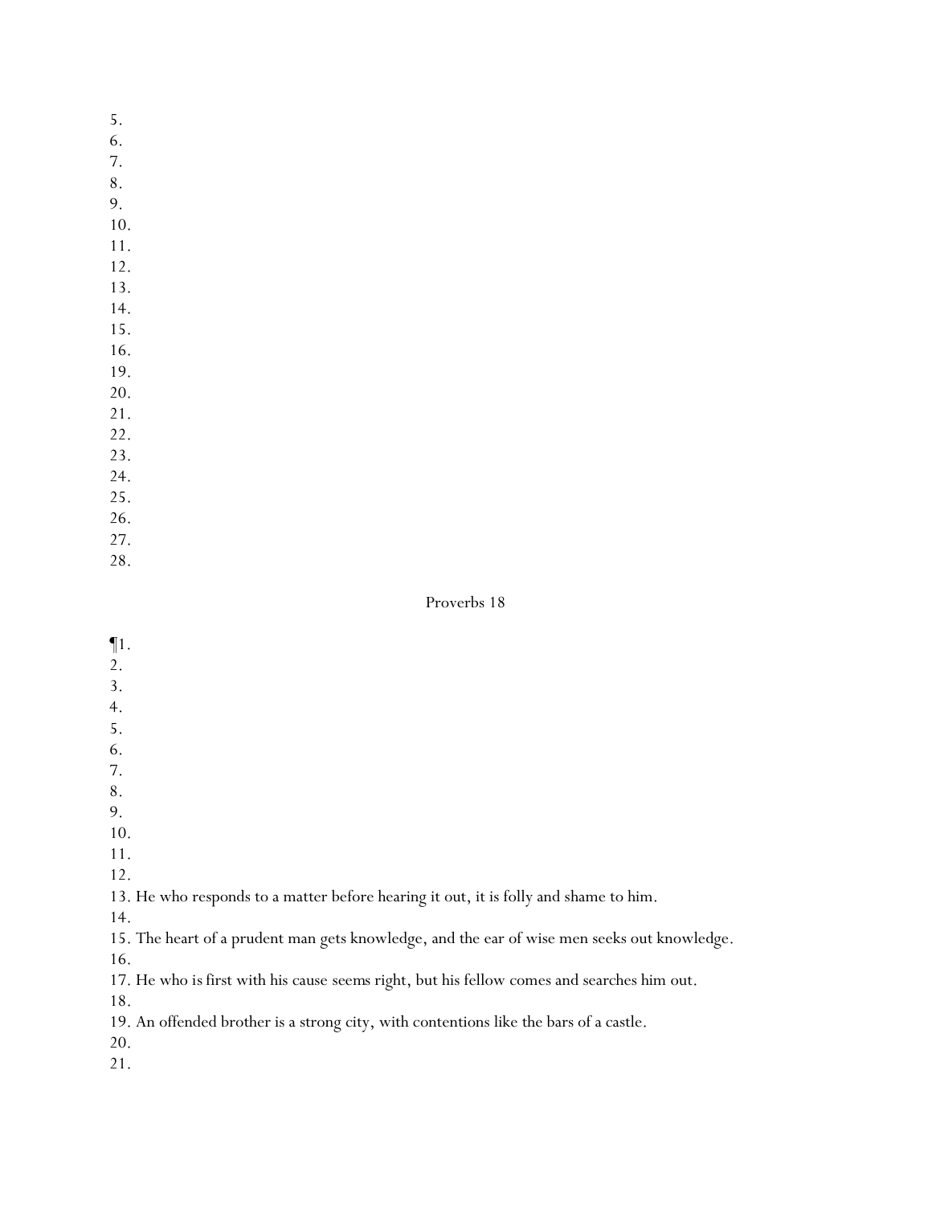5.
6.
7.
8.
9.
10.
11.
12.
13.
14.
15.
16.
19.
20.
21.
22.
23.
24.
25.
26.
27.
28.

Proverbs 18

¶1.
2.
3.
4.
5.
6.
7.
8.
9.
10.
11.
12.
13. He who responds to a matter before hearing it out, it is folly and shame to him.
14.
15. The heart of a prudent man gets knowledge, and the ear of wise men seeks out knowledge.
16.
17. He who is first with his cause seems right, but his fellow comes and searches him out.
18.
19. An offended brother is a strong city, with contentions like the bars of a castle.
20.
21.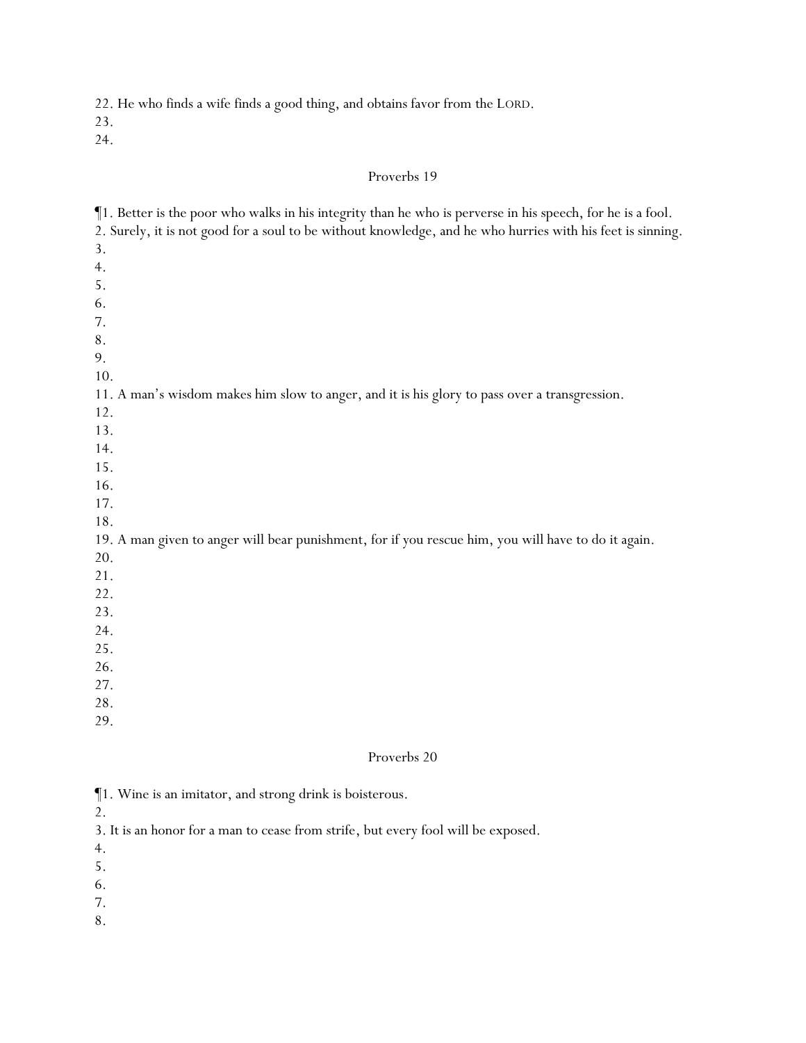22. He who finds a wife finds a good thing, and obtains favor from the LORD.
23.
24.

Proverbs 19

¶1. Better is the poor who walks in his integrity than he who is perverse in his speech, for he is a fool.
2. Surely, it is not good for a soul to be without knowledge, and he who hurries with his feet is sinning.
3.
4.
5.
6.
7.
8.
9.
10.
11. A man's wisdom makes him slow to anger, and it is his glory to pass over a transgression.
12.
13.
14.
15.
16.
17.
18.
19. A man given to anger will bear punishment, for if you rescue him, you will have to do it again.
20.
21.
22.
23.
24.
25.
26.
27.
28.
29.

Proverbs 20

¶1. Wine is an imitator, and strong drink is boisterous.
2.
3. It is an honor for a man to cease from strife, but every fool will be exposed.
4.
5.
6.
7.
8.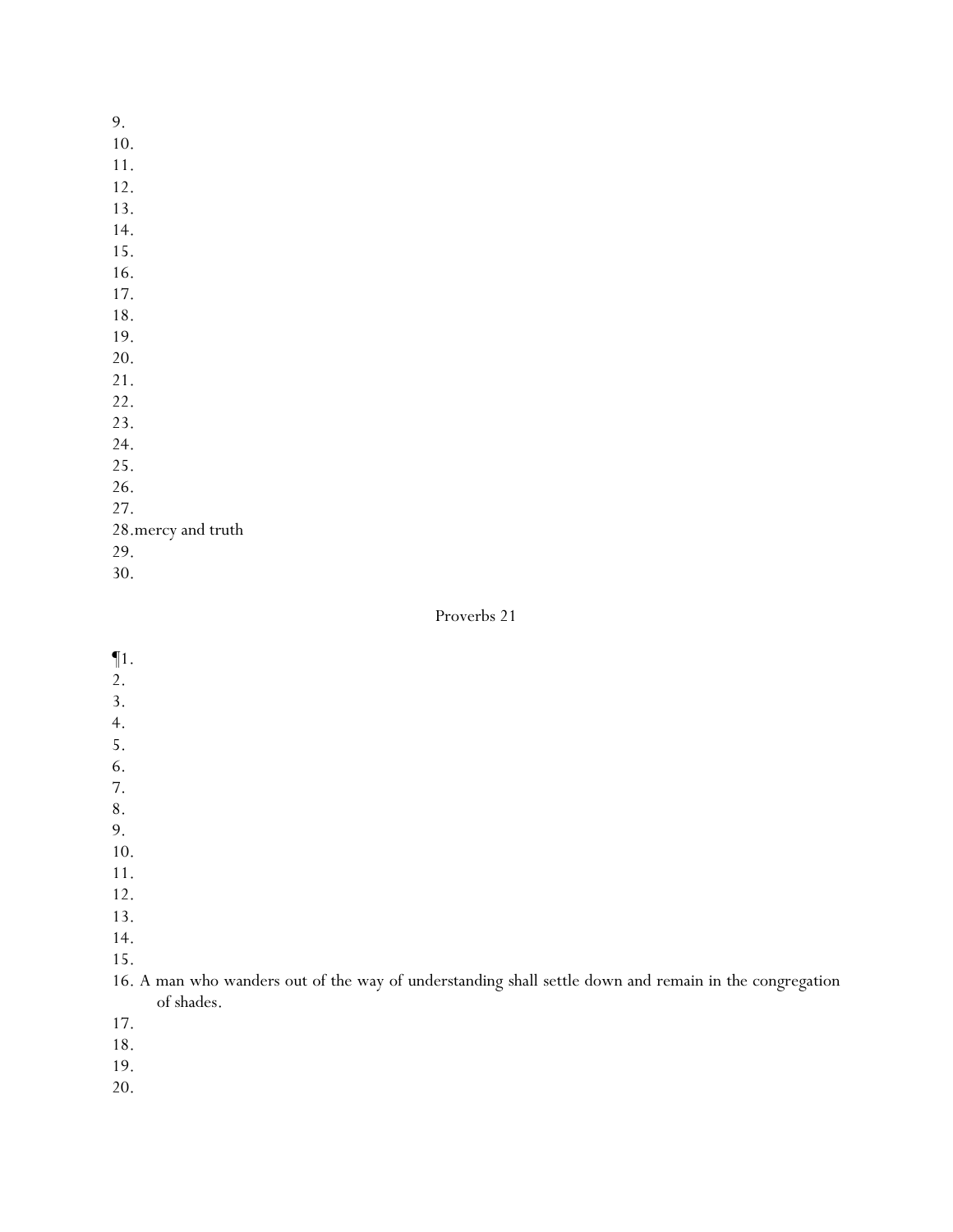9.
10.
11.
12.
13.
14.
15.
16.
17.
18.
19.
20.
21.
22.
23.
24.
25.
26.
27.
28.mercy and truth
29.
30.

Proverbs 21

¶1.
2.
3.
4.
5.
6.
7.
8.
9.
10.
11.
12.
13.
14.
15.
16. A man who wanders out of the way of understanding shall settle down and remain in the congregation of shades.
17.
18.
19.
20.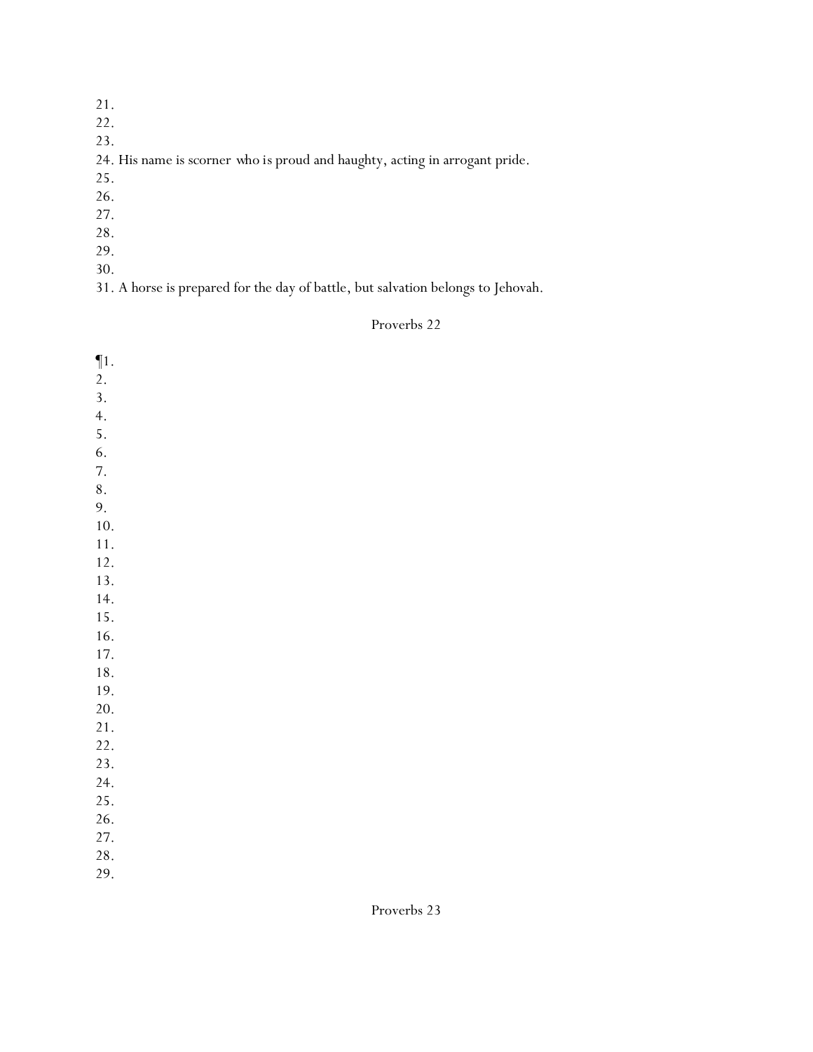21.
22.
23.
24. His name is scorner who is proud and haughty, acting in arrogant pride.
25.
26.
27.
28.
29.
30.
31. A horse is prepared for the day of battle, but salvation belongs to Jehovah.

## Proverbs 22

¶1.
2.
3.
4.
5.
6.
7.
8.
9.
10.
11.
12.
13.
14.
15.
16.
17.
18.
19.
20.
21.
22.
23.
24.
25.
26.
27.
28.
29.

## Proverbs 23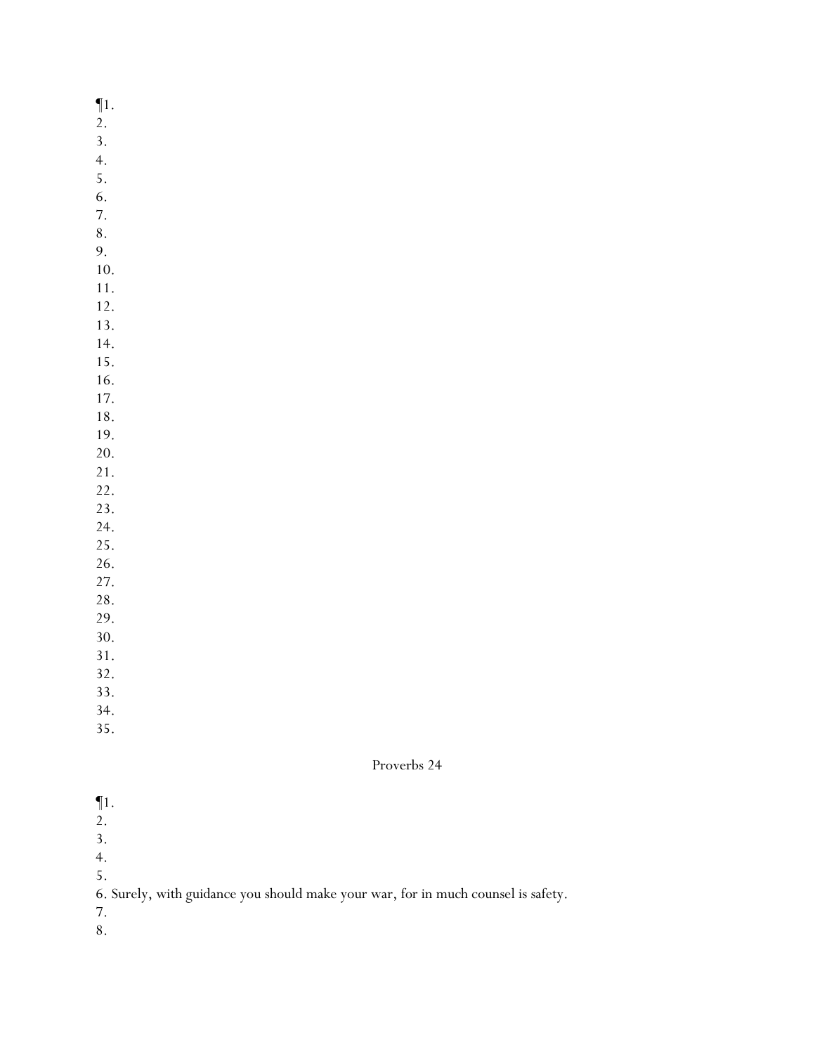¶1.
2.
3.
4.
5.
6.
7.
8.
9.
10.
11.
12.
13.
14.
15.
16.
17.
18.
19.
20.
21.
22.
23.
24.
25.
26.
27.
28.
29.
30.
31.
32.
33.
34.
35.

Proverbs 24

¶1.
2.
3.
4.
5.
6. Surely, with guidance you should make your war, for in much counsel is safety.
7.
8.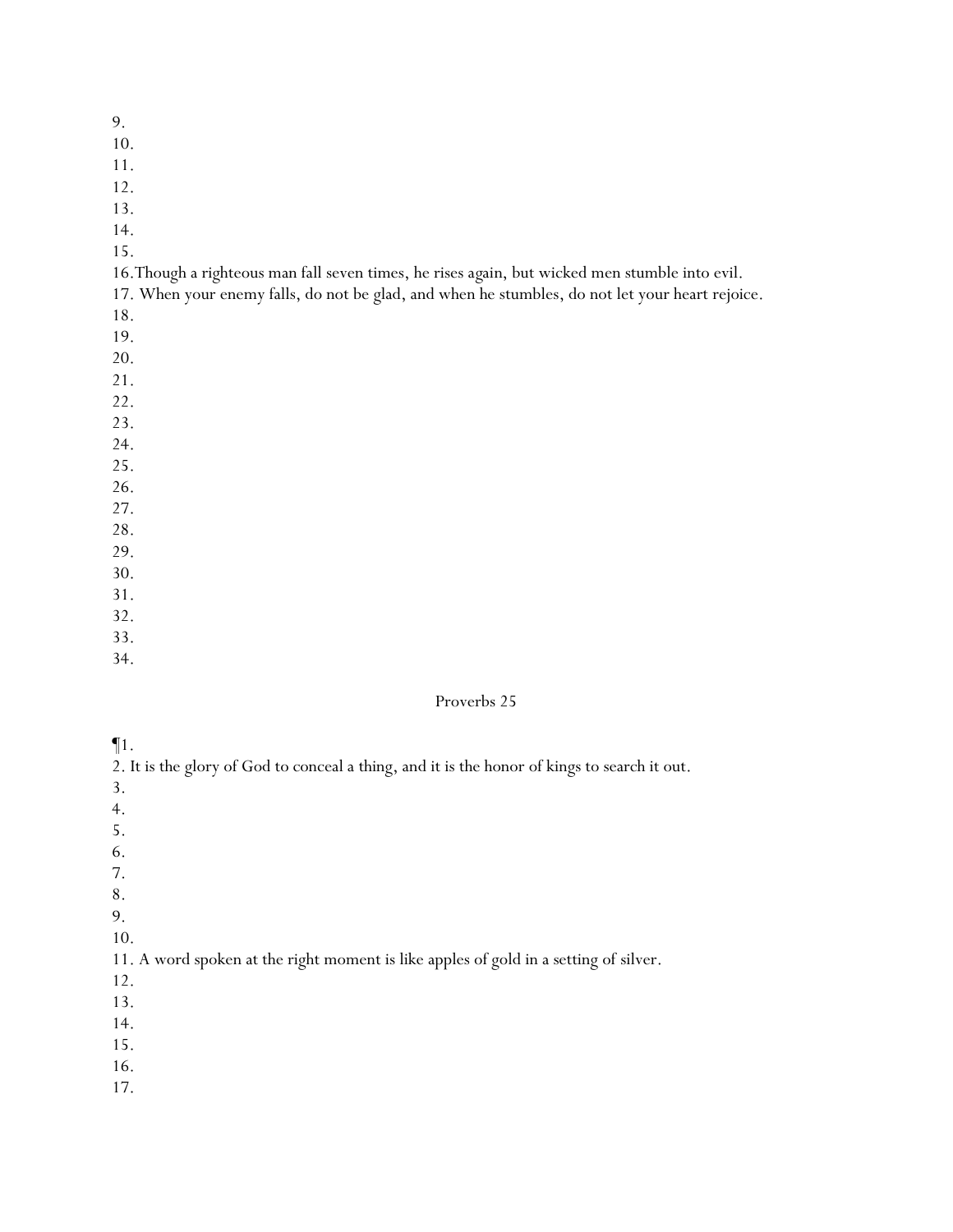9.  
10.  
11.  
12.  
13.  
14.  
15.  
16.Though a righteous man fall seven times, he rises again, but wicked men stumble into evil.  
17. When your enemy falls, do not be glad, and when he stumbles, do not let your heart rejoice.  
18.  
19.  
20.  
21.  
22.  
23.  
24.  
25.  
26.  
27.  
28.  
29.  
30.  
31.  
32.  
33.  
34.  

## Proverbs 25

¶1.  
2. It is the glory of God to conceal a thing, and it is the honor of kings to search it out.  
3.  
4.  
5.  
6.  
7.  
8.  
9.  
10.  
11. A word spoken at the right moment is like apples of gold in a setting of silver.  
12.  
13.  
14.  
15.  
16.  
17.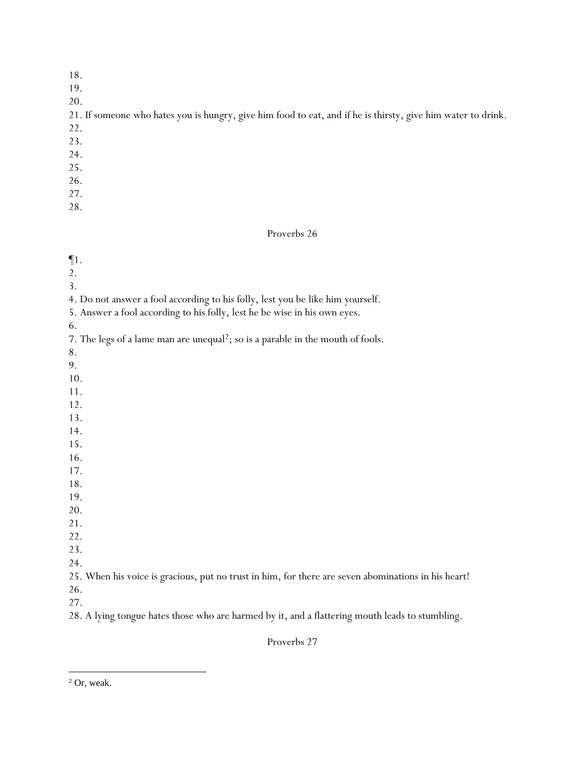18.
19.
20.
21. If someone who hates you is hungry, give him food to eat, and if he is thirsty, give him water to drink.
22.
23.
24.
25.
26.
27.
28.

Proverbs 26

¶1.
2.
3.
4. Do not answer a fool according to his folly, lest you be like him yourself.
5. Answer a fool according to his folly, lest he be wise in his own eyes.
6.
7. The legs of a lame man are unequal[2]; so is a parable in the mouth of fools.
8.
9.
10.
11.
12.
13.
14.
15.
16.
17.
18.
19.
20.
21.
22.
23.
24.
25. When his voice is gracious, put no trust in him, for there are seven abominations in his heart!
26.
27.
28. A lying tongue hates those who are harmed by it, and a flattering mouth leads to stumbling.

Proverbs 27

---

[2] Or, weak.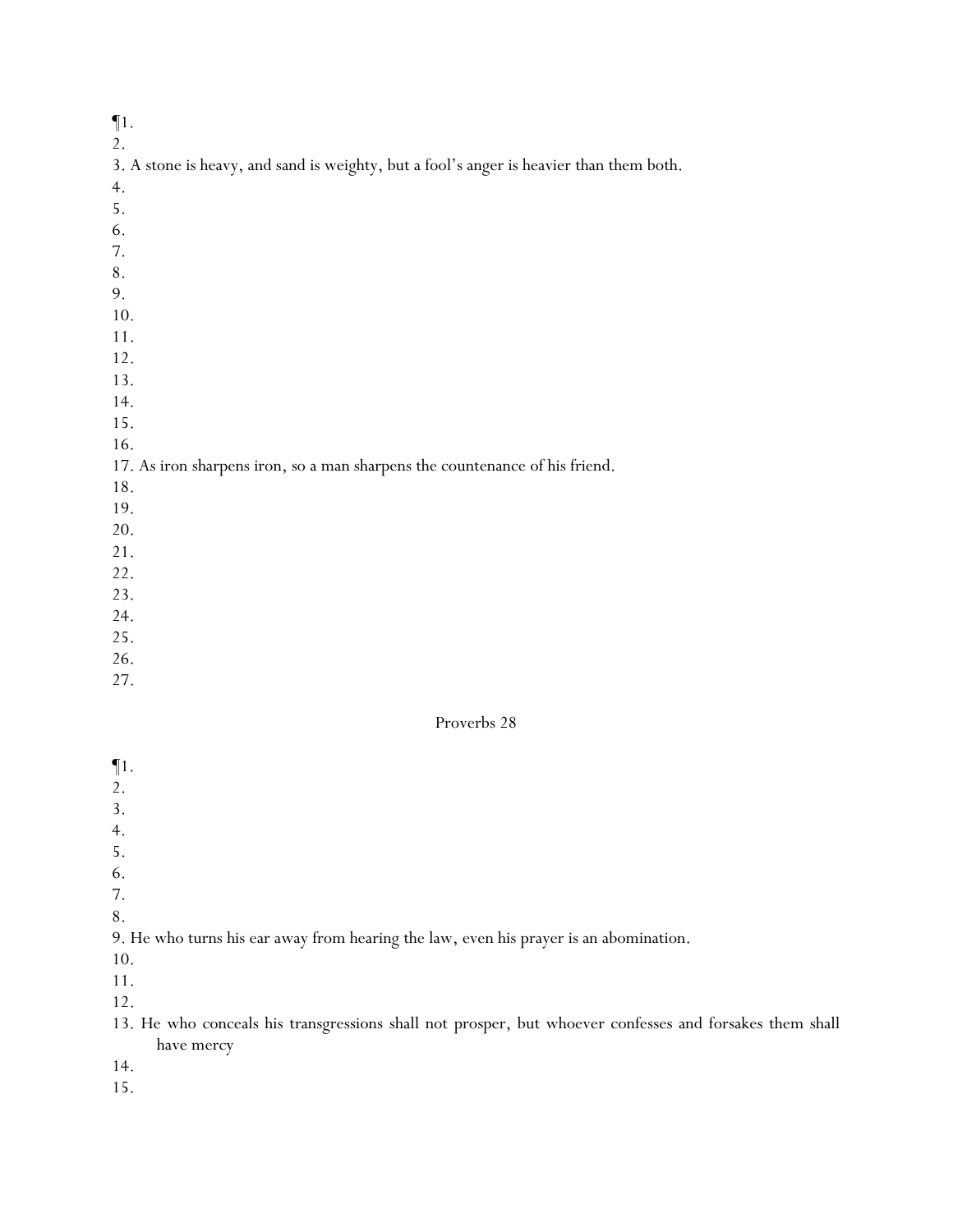¶1.  
2.  
3. A stone is heavy, and sand is weighty, but a fool's anger is heavier than them both.  
4.  
5.  
6.  
7.  
8.  
9.  
10.  
11.  
12.  
13.  
14.  
15.  
16.  
17. As iron sharpens iron, so a man sharpens the countenance of his friend.  
18.  
19.  
20.  
21.  
22.  
23.  
24.  
25.  
26.  
27.

## Proverbs 28

¶1.  
2.  
3.  
4.  
5.  
6.  
7.  
8.  
9. He who turns his ear away from hearing the law, even his prayer is an abomination.  
10.  
11.  
12.  
13. He who conceals his transgressions shall not prosper, but whoever confesses and forsakes them shall have mercy  
14.  
15.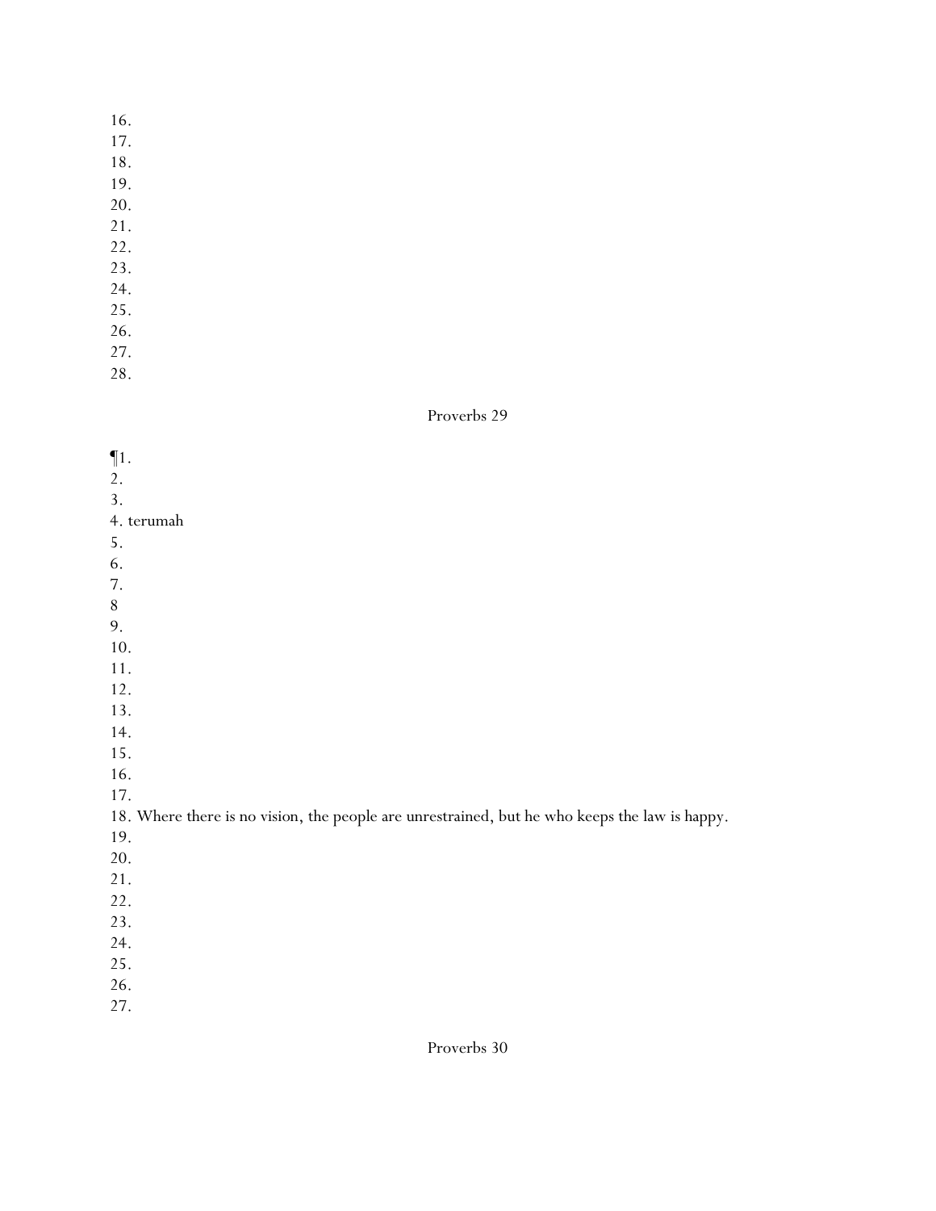16.
17.
18.
19.
20.
21.
22.
23.
24.
25.
26.
27.
28.

Proverbs 29

¶1.
2.
3.
4. terumah
5.
6.
7.
8
9.
10.
11.
12.
13.
14.
15.
16.
17.
18. Where there is no vision, the people are unrestrained, but he who keeps the law is happy.
19.
20.
21.
22.
23.
24.
25.
26.
27.

Proverbs 30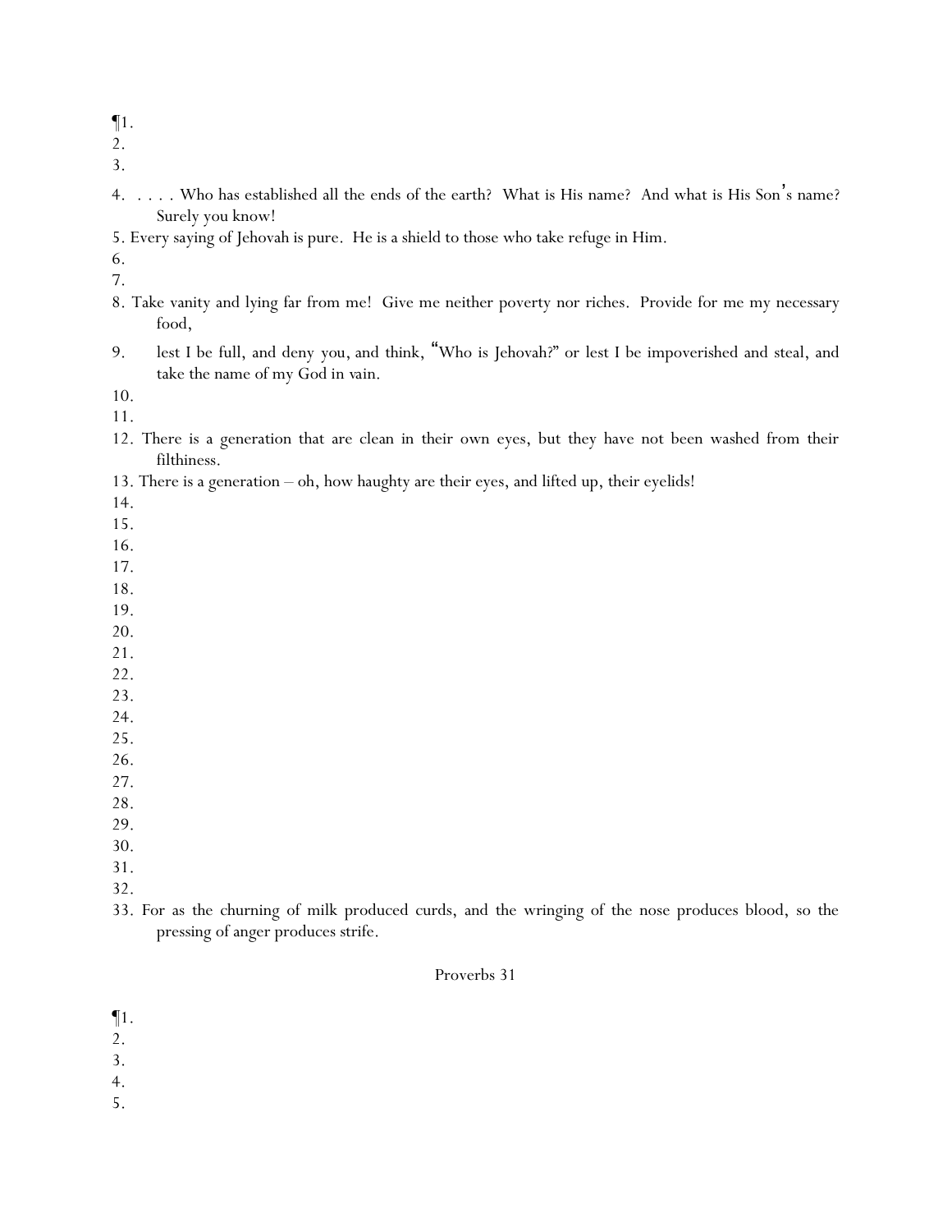¶1.
2.
3.
4. . . . . Who has established all the ends of the earth? What is His name? And what is His Son's name? Surely you know!
5. Every saying of Jehovah is pure. He is a shield to those who take refuge in Him.
6.
7.
8. Take vanity and lying far from me! Give me neither poverty nor riches. Provide for me my necessary food,
9. lest I be full, and deny you, and think, "Who is Jehovah?" or lest I be impoverished and steal, and take the name of my God in vain.
10.
11.
12. There is a generation that are clean in their own eyes, but they have not been washed from their filthiness.
13. There is a generation – oh, how haughty are their eyes, and lifted up, their eyelids!
14.
15.
16.
17.
18.
19.
20.
21.
22.
23.
24.
25.
26.
27.
28.
29.
30.
31.
32.
33. For as the churning of milk produced curds, and the wringing of the nose produces blood, so the pressing of anger produces strife.

## Proverbs 31

¶1.
2.
3.
4.
5.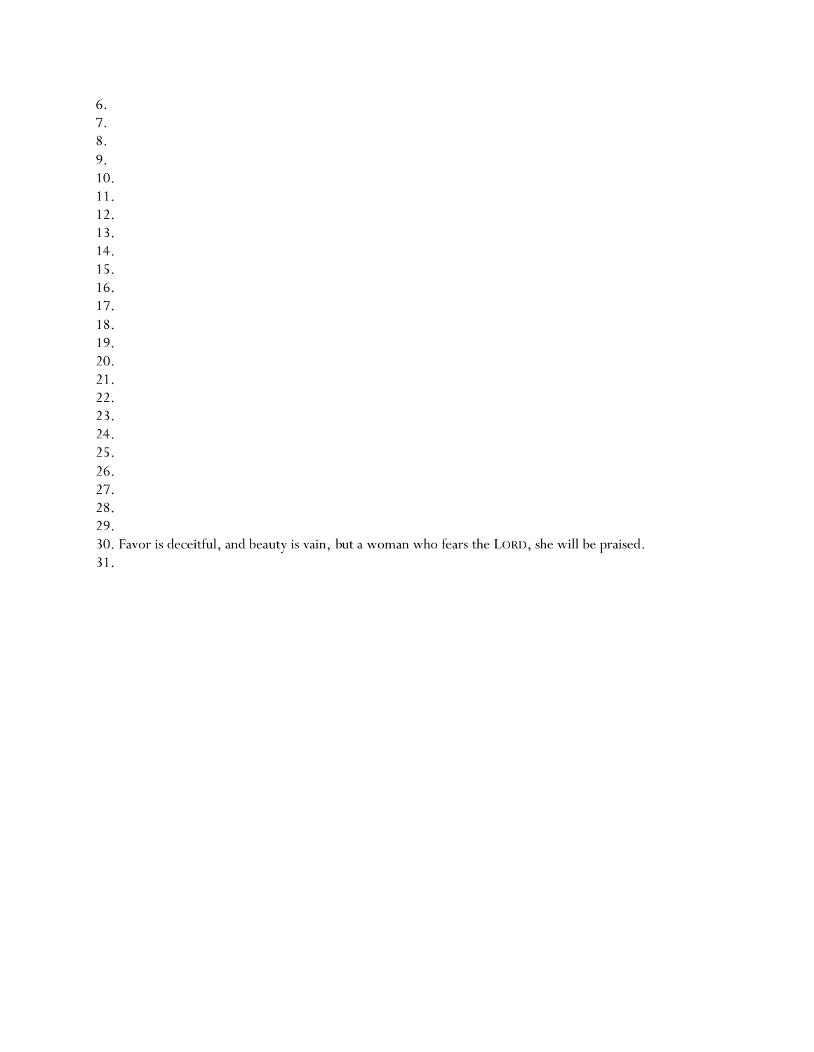6.  
7.  
8.  
9.  
10.  
11.  
12.  
13.  
14.  
15.  
16.  
17.  
18.  
19.  
20.  
21.  
22.  
23.  
24.  
25.  
26.  
27.  
28.  
29.  
30. Favor is deceitful, and beauty is vain, but a woman who fears the LORD, she will be praised.  
31.